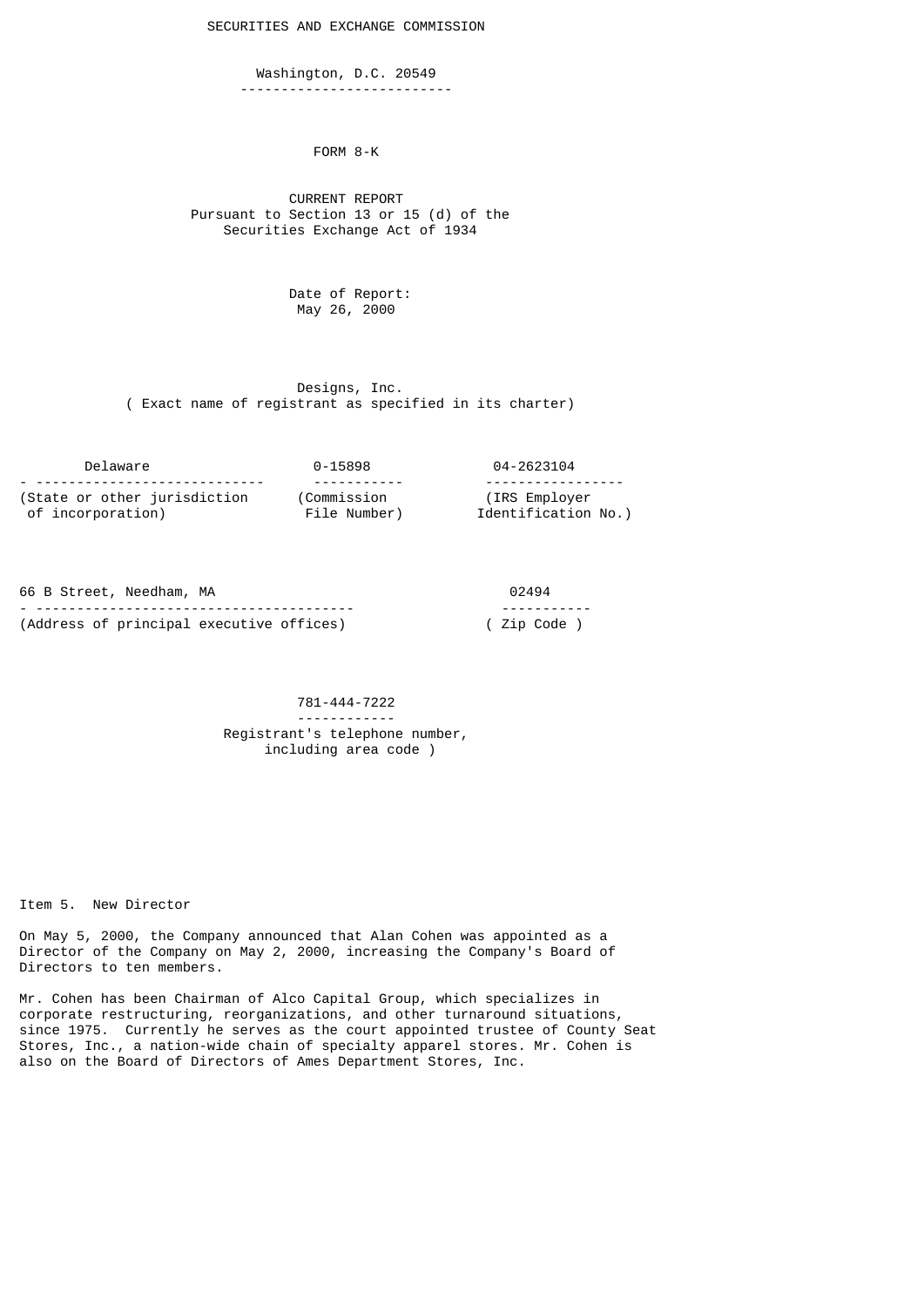SECURITIES AND EXCHANGE COMMISSION

Washington, D.C. 20549

# FORM 8-K

CURRENT REPORT
Pursuant to Section 13 or 15 (d) of the
Securities Exchange Act of 1934

Date of Report:
May 26, 2000

**Designs, Inc.**
( Exact name of registrant as specified in its charter)

| Delaware | 0-15898 | 04-2623104 |
|---|---|---|
| (State or other jurisdiction of incorporation) | (Commission File Number) | (IRS Employer Identification No.) |

| 66 B Street, Needham, MA | 02494 |
|---|---|
| (Address of principal executive offices) | ( Zip Code ) |

781-444-7222
Registrant's telephone number, including area code )

Item 5. New Director

On May 5, 2000, the Company announced that Alan Cohen was appointed as a Director of the Company on May 2, 2000, increasing the Company's Board of Directors to ten members.

Mr. Cohen has been Chairman of Alco Capital Group, which specializes in corporate restructuring, reorganizations, and other turnaround situations, since 1975. Currently he serves as the court appointed trustee of County Seat Stores, Inc., a nation-wide chain of specialty apparel stores. Mr. Cohen is also on the Board of Directors of Ames Department Stores, Inc.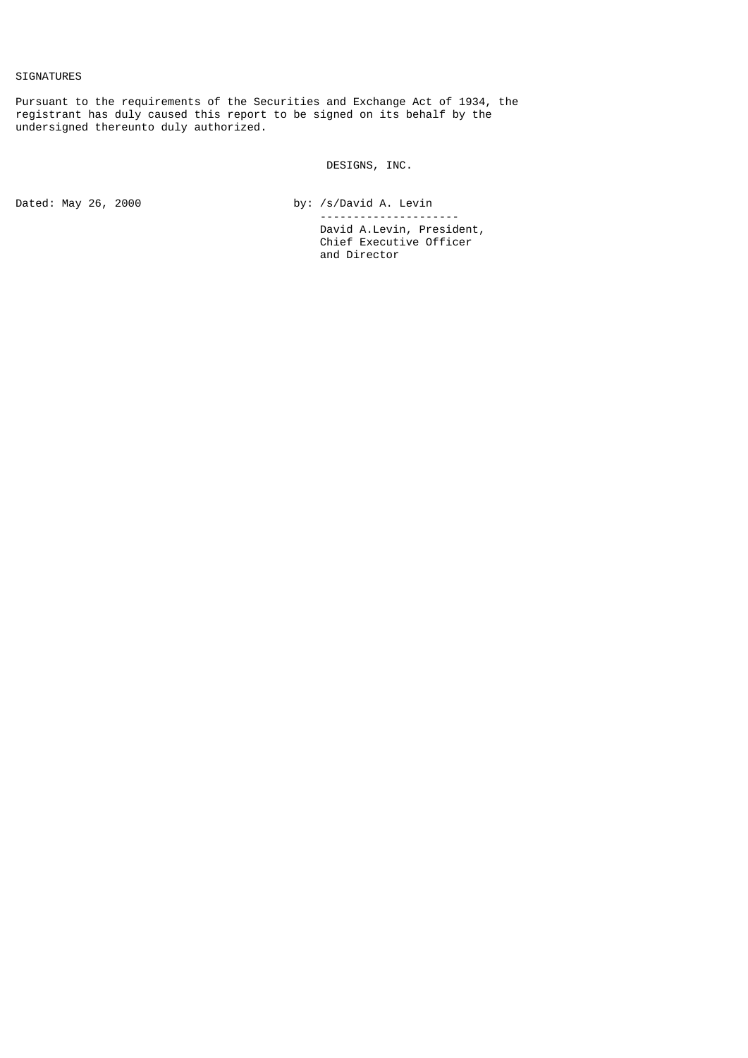SIGNATURES

Pursuant to the requirements of the Securities and Exchange Act of 1934, the registrant has duly caused this report to be signed on its behalf by the undersigned thereunto duly authorized.

DESIGNS, INC.

Dated: May 26, 2000

by: /s/David A. Levin

---------------------

David A.Levin, President,
Chief Executive Officer
and Director